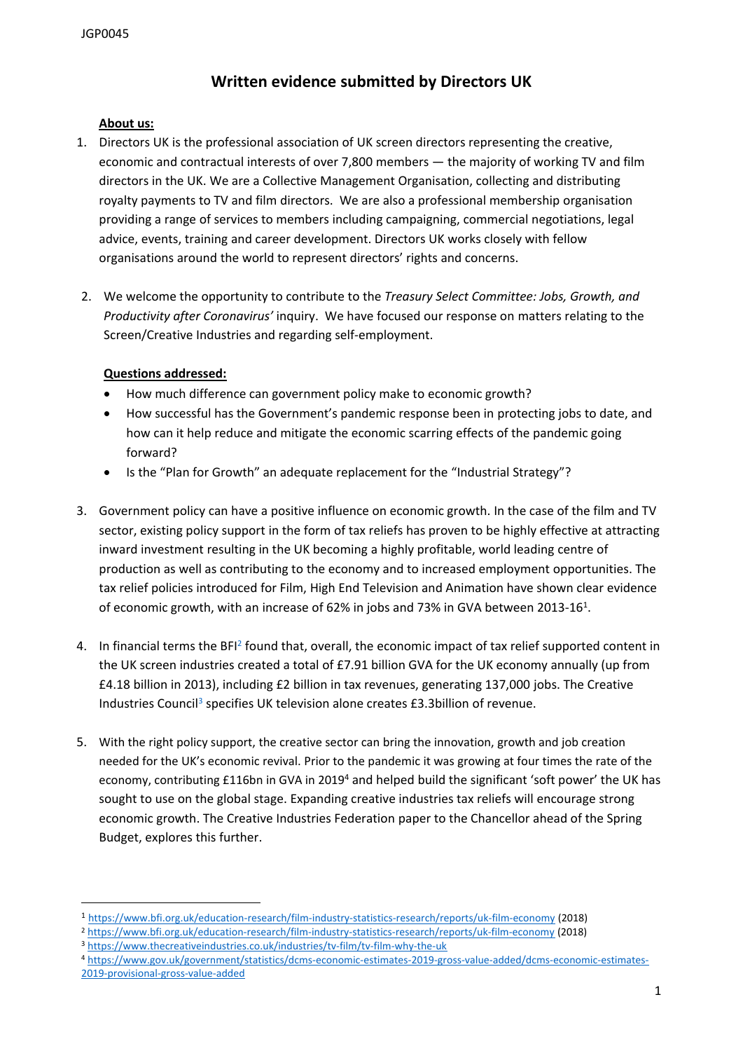JGP0045

# Written evidence submitted by Directors UK

**About us:**

1. Directors UK is the professional association of UK screen directors representing the creative, economic and contractual interests of over 7,800 members — the majority of working TV and film directors in the UK. We are a Collective Management Organisation, collecting and distributing royalty payments to TV and film directors. We are also a professional membership organisation providing a range of services to members including campaigning, commercial negotiations, legal advice, events, training and career development. Directors UK works closely with fellow organisations around the world to represent directors' rights and concerns.

2. We welcome the opportunity to contribute to the *Treasury Select Committee: Jobs, Growth, and Productivity after Coronavirus'* inquiry. We have focused our response on matters relating to the Screen/Creative Industries and regarding self-employment.

**Questions addressed:**

- How much difference can government policy make to economic growth?
- How successful has the Government's pandemic response been in protecting jobs to date, and how can it help reduce and mitigate the economic scarring effects of the pandemic going forward?
- Is the "Plan for Growth" an adequate replacement for the "Industrial Strategy"?

3. Government policy can have a positive influence on economic growth. In the case of the film and TV sector, existing policy support in the form of tax reliefs has proven to be highly effective at attracting inward investment resulting in the UK becoming a highly profitable, world leading centre of production as well as contributing to the economy and to increased employment opportunities. The tax relief policies introduced for Film, High End Television and Animation have shown clear evidence of economic growth, with an increase of 62% in jobs and 73% in GVA between 2013-16[1].

4. In financial terms the BFI[2] found that, overall, the economic impact of tax relief supported content in the UK screen industries created a total of £7.91 billion GVA for the UK economy annually (up from £4.18 billion in 2013), including £2 billion in tax revenues, generating 137,000 jobs. The Creative Industries Council[3] specifies UK television alone creates £3.3billion of revenue.

5. With the right policy support, the creative sector can bring the innovation, growth and job creation needed for the UK's economic revival. Prior to the pandemic it was growing at four times the rate of the economy, contributing £116bn in GVA in 2019[4] and helped build the significant 'soft power' the UK has sought to use on the global stage. Expanding creative industries tax reliefs will encourage strong economic growth. The Creative Industries Federation paper to the Chancellor ahead of the Spring Budget, explores this further.

---

[1] https://www.bfi.org.uk/education-research/film-industry-statistics-research/reports/uk-film-economy (2018)

[2] https://www.bfi.org.uk/education-research/film-industry-statistics-research/reports/uk-film-economy (2018)

[3] https://www.thecreativeindustries.co.uk/industries/tv-film/tv-film-why-the-uk

[4] https://www.gov.uk/government/statistics/dcms-economic-estimates-2019-gross-value-added/dcms-economic-estimates-2019-provisional-gross-value-added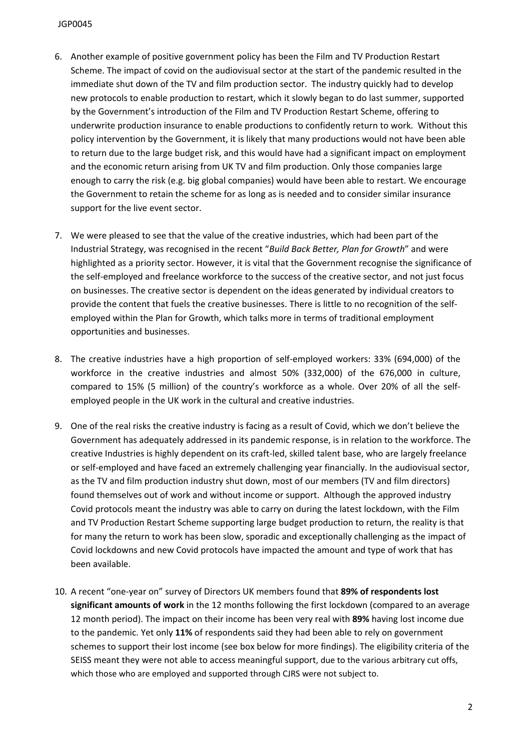6. Another example of positive government policy has been the Film and TV Production Restart Scheme. The impact of covid on the audiovisual sector at the start of the pandemic resulted in the immediate shut down of the TV and film production sector. The industry quickly had to develop new protocols to enable production to restart, which it slowly began to do last summer, supported by the Government's introduction of the Film and TV Production Restart Scheme, offering to underwrite production insurance to enable productions to confidently return to work. Without this policy intervention by the Government, it is likely that many productions would not have been able to return due to the large budget risk, and this would have had a significant impact on employment and the economic return arising from UK TV and film production. Only those companies large enough to carry the risk (e.g. big global companies) would have been able to restart. We encourage the Government to retain the scheme for as long as is needed and to consider similar insurance support for the live event sector.

7. We were pleased to see that the value of the creative industries, which had been part of the Industrial Strategy, was recognised in the recent "*Build Back Better, Plan for Growth*" and were highlighted as a priority sector. However, it is vital that the Government recognise the significance of the self-employed and freelance workforce to the success of the creative sector, and not just focus on businesses. The creative sector is dependent on the ideas generated by individual creators to provide the content that fuels the creative businesses. There is little to no recognition of the self-employed within the Plan for Growth, which talks more in terms of traditional employment opportunities and businesses.

8. The creative industries have a high proportion of self-employed workers: 33% (694,000) of the workforce in the creative industries and almost 50% (332,000) of the 676,000 in culture, compared to 15% (5 million) of the country's workforce as a whole. Over 20% of all the self-employed people in the UK work in the cultural and creative industries.

9. One of the real risks the creative industry is facing as a result of Covid, which we don't believe the Government has adequately addressed in its pandemic response, is in relation to the workforce. The creative Industries is highly dependent on its craft-led, skilled talent base, who are largely freelance or self-employed and have faced an extremely challenging year financially. In the audiovisual sector, as the TV and film production industry shut down, most of our members (TV and film directors) found themselves out of work and without income or support. Although the approved industry Covid protocols meant the industry was able to carry on during the latest lockdown, with the Film and TV Production Restart Scheme supporting large budget production to return, the reality is that for many the return to work has been slow, sporadic and exceptionally challenging as the impact of Covid lockdowns and new Covid protocols have impacted the amount and type of work that has been available.

10. A recent "one-year on" survey of Directors UK members found that **89% of respondents lost significant amounts of work** in the 12 months following the first lockdown (compared to an average 12 month period). The impact on their income has been very real with **89%** having lost income due to the pandemic. Yet only **11%** of respondents said they had been able to rely on government schemes to support their lost income (see box below for more findings). The eligibility criteria of the SEISS meant they were not able to access meaningful support, due to the various arbitrary cut offs, which those who are employed and supported through CJRS were not subject to.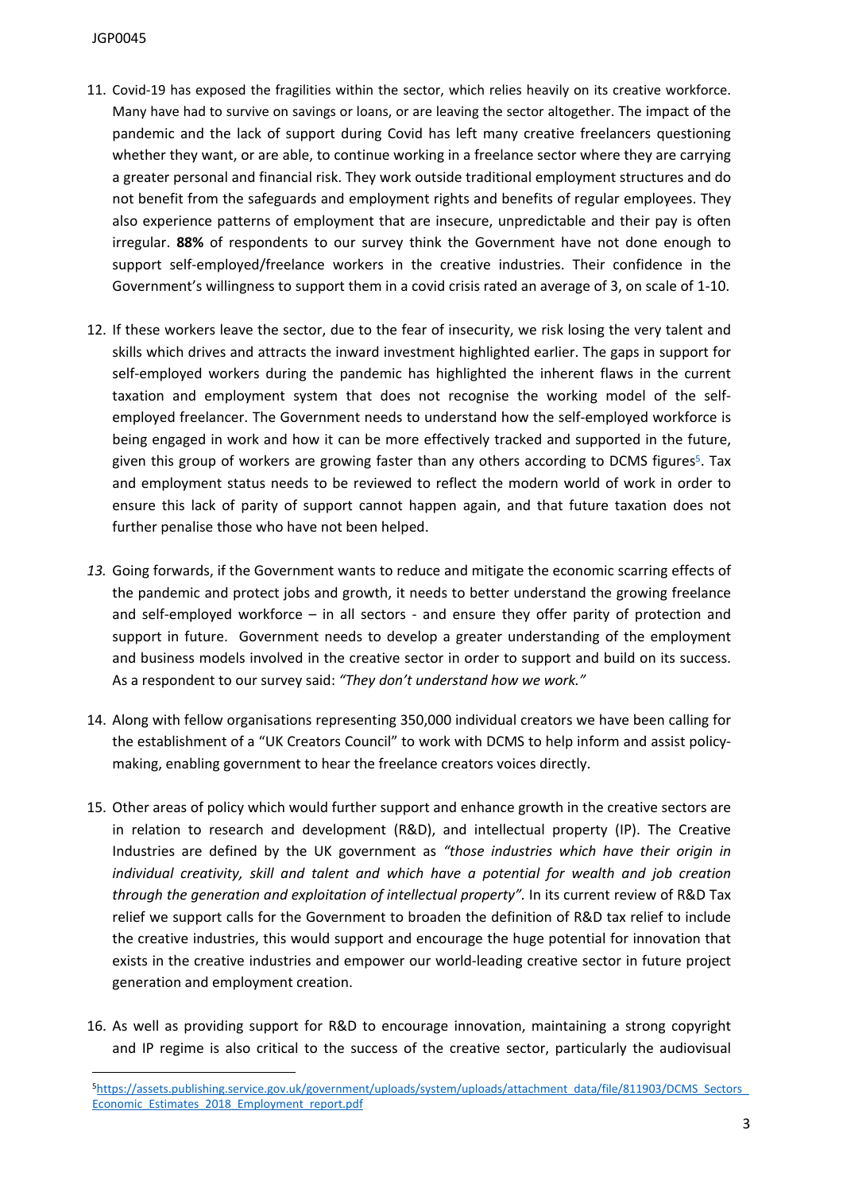11. Covid-19 has exposed the fragilities within the sector, which relies heavily on its creative workforce. Many have had to survive on savings or loans, or are leaving the sector altogether. The impact of the pandemic and the lack of support during Covid has left many creative freelancers questioning whether they want, or are able, to continue working in a freelance sector where they are carrying a greater personal and financial risk. They work outside traditional employment structures and do not benefit from the safeguards and employment rights and benefits of regular employees. They also experience patterns of employment that are insecure, unpredictable and their pay is often irregular. **88%** of respondents to our survey think the Government have not done enough to support self-employed/freelance workers in the creative industries. Their confidence in the Government's willingness to support them in a covid crisis rated an average of 3, on scale of 1-10.

12. If these workers leave the sector, due to the fear of insecurity, we risk losing the very talent and skills which drives and attracts the inward investment highlighted earlier. The gaps in support for self-employed workers during the pandemic has highlighted the inherent flaws in the current taxation and employment system that does not recognise the working model of the self-employed freelancer. The Government needs to understand how the self-employed workforce is being engaged in work and how it can be more effectively tracked and supported in the future, given this group of workers are growing faster than any others according to DCMS figures[5]. Tax and employment status needs to be reviewed to reflect the modern world of work in order to ensure this lack of parity of support cannot happen again, and that future taxation does not further penalise those who have not been helped.

13. Going forwards, if the Government wants to reduce and mitigate the economic scarring effects of the pandemic and protect jobs and growth, it needs to better understand the growing freelance and self-employed workforce – in all sectors - and ensure they offer parity of protection and support in future. Government needs to develop a greater understanding of the employment and business models involved in the creative sector in order to support and build on its success. As a respondent to our survey said: *"They don't understand how we work."*

14. Along with fellow organisations representing 350,000 individual creators we have been calling for the establishment of a "UK Creators Council" to work with DCMS to help inform and assist policy-making, enabling government to hear the freelance creators voices directly.

15. Other areas of policy which would further support and enhance growth in the creative sectors are in relation to research and development (R&D), and intellectual property (IP). The Creative Industries are defined by the UK government as *"those industries which have their origin in individual creativity, skill and talent and which have a potential for wealth and job creation through the generation and exploitation of intellectual property".* In its current review of R&D Tax relief we support calls for the Government to broaden the definition of R&D tax relief to include the creative industries, this would support and encourage the huge potential for innovation that exists in the creative industries and empower our world-leading creative sector in future project generation and employment creation.

16. As well as providing support for R&D to encourage innovation, maintaining a strong copyright and IP regime is also critical to the success of the creative sector, particularly the audiovisual

[5] https://assets.publishing.service.gov.uk/government/uploads/system/uploads/attachment_data/file/811903/DCMS_Sectors_Economic_Estimates_2018_Employment_report.pdf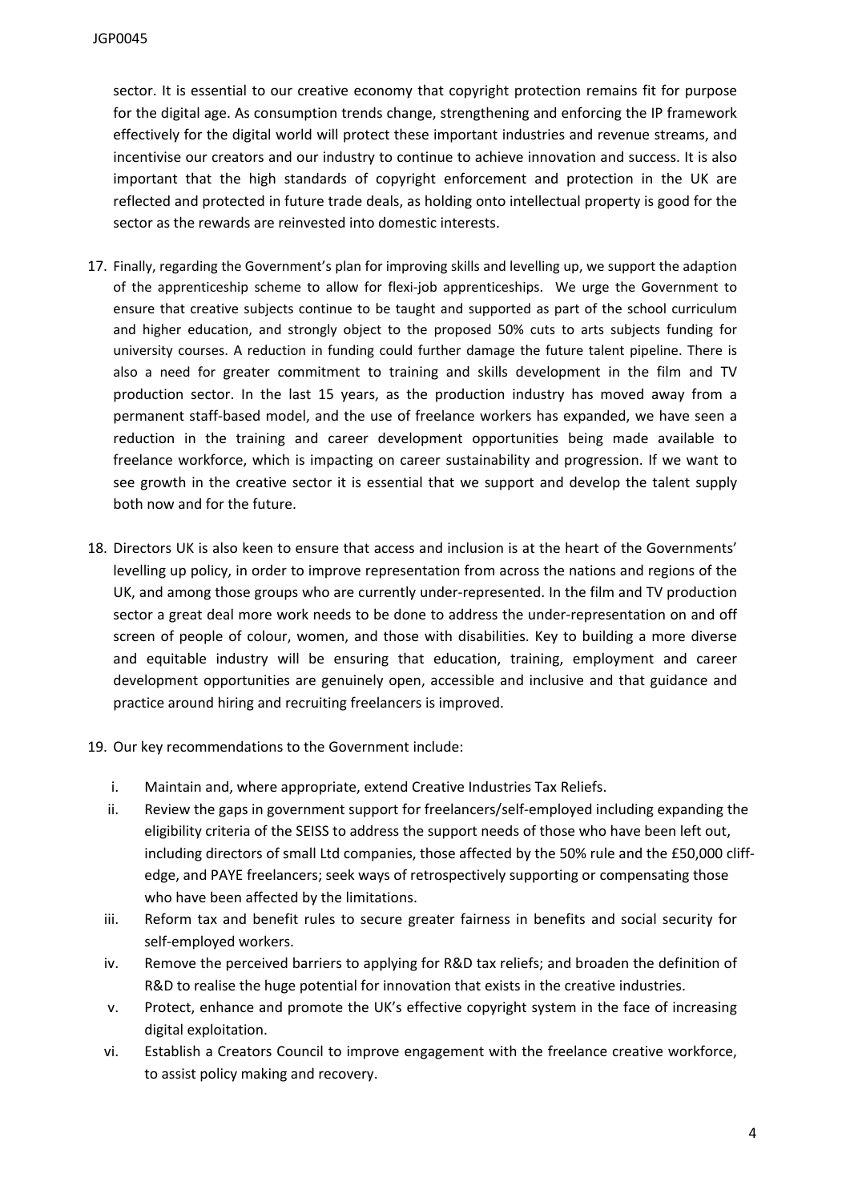sector. It is essential to our creative economy that copyright protection remains fit for purpose for the digital age. As consumption trends change, strengthening and enforcing the IP framework effectively for the digital world will protect these important industries and revenue streams, and incentivise our creators and our industry to continue to achieve innovation and success. It is also important that the high standards of copyright enforcement and protection in the UK are reflected and protected in future trade deals, as holding onto intellectual property is good for the sector as the rewards are reinvested into domestic interests.

17. Finally, regarding the Government's plan for improving skills and levelling up, we support the adaption of the apprenticeship scheme to allow for flexi-job apprenticeships. We urge the Government to ensure that creative subjects continue to be taught and supported as part of the school curriculum and higher education, and strongly object to the proposed 50% cuts to arts subjects funding for university courses. A reduction in funding could further damage the future talent pipeline. There is also a need for greater commitment to training and skills development in the film and TV production sector. In the last 15 years, as the production industry has moved away from a permanent staff-based model, and the use of freelance workers has expanded, we have seen a reduction in the training and career development opportunities being made available to freelance workforce, which is impacting on career sustainability and progression. If we want to see growth in the creative sector it is essential that we support and develop the talent supply both now and for the future.

18. Directors UK is also keen to ensure that access and inclusion is at the heart of the Governments' levelling up policy, in order to improve representation from across the nations and regions of the UK, and among those groups who are currently under-represented. In the film and TV production sector a great deal more work needs to be done to address the under-representation on and off screen of people of colour, women, and those with disabilities. Key to building a more diverse and equitable industry will be ensuring that education, training, employment and career development opportunities are genuinely open, accessible and inclusive and that guidance and practice around hiring and recruiting freelancers is improved.

19. Our key recommendations to the Government include:

    i. Maintain and, where appropriate, extend Creative Industries Tax Reliefs.
    ii. Review the gaps in government support for freelancers/self-employed including expanding the eligibility criteria of the SEISS to address the support needs of those who have been left out, including directors of small Ltd companies, those affected by the 50% rule and the £50,000 cliff-edge, and PAYE freelancers; seek ways of retrospectively supporting or compensating those who have been affected by the limitations.
    iii. Reform tax and benefit rules to secure greater fairness in benefits and social security for self-employed workers.
    iv. Remove the perceived barriers to applying for R&D tax reliefs; and broaden the definition of R&D to realise the huge potential for innovation that exists in the creative industries.
    v. Protect, enhance and promote the UK's effective copyright system in the face of increasing digital exploitation.
    vi. Establish a Creators Council to improve engagement with the freelance creative workforce, to assist policy making and recovery.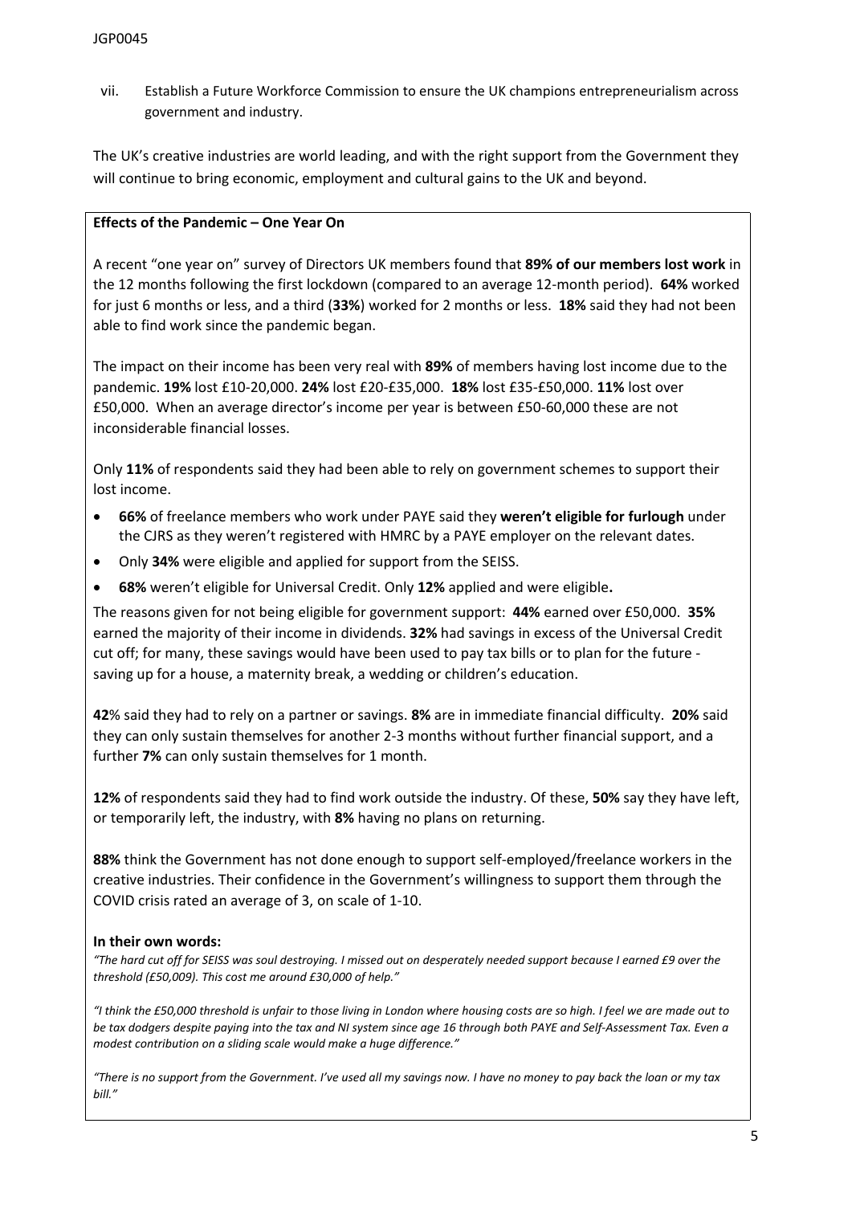vii. Establish a Future Workforce Commission to ensure the UK champions entrepreneurialism across government and industry.

The UK's creative industries are world leading, and with the right support from the Government they will continue to bring economic, employment and cultural gains to the UK and beyond.

**Effects of the Pandemic – One Year On**

A recent "one year on" survey of Directors UK members found that **89% of our members lost work** in the 12 months following the first lockdown (compared to an average 12-month period). **64%** worked for just 6 months or less, and a third (**33%**) worked for 2 months or less. **18%** said they had not been able to find work since the pandemic began.

The impact on their income has been very real with **89%** of members having lost income due to the pandemic. **19%** lost £10-20,000. **24%** lost £20-£35,000. **18%** lost £35-£50,000. **11%** lost over £50,000. When an average director's income per year is between £50-60,000 these are not inconsiderable financial losses.

Only **11%** of respondents said they had been able to rely on government schemes to support their lost income.

- **66%** of freelance members who work under PAYE said they **weren't eligible for furlough** under the CJRS as they weren't registered with HMRC by a PAYE employer on the relevant dates.
- Only **34%** were eligible and applied for support from the SEISS.
- **68%** weren't eligible for Universal Credit. Only **12%** applied and were eligible**.**

The reasons given for not being eligible for government support: **44%** earned over £50,000. **35%** earned the majority of their income in dividends. **32%** had savings in excess of the Universal Credit cut off; for many, these savings would have been used to pay tax bills or to plan for the future - saving up for a house, a maternity break, a wedding or children's education.

**42**% said they had to rely on a partner or savings. **8%** are in immediate financial difficulty. **20%** said they can only sustain themselves for another 2-3 months without further financial support, and a further **7%** can only sustain themselves for 1 month.

**12%** of respondents said they had to find work outside the industry. Of these, **50%** say they have left, or temporarily left, the industry, with **8%** having no plans on returning.

**88%** think the Government has not done enough to support self-employed/freelance workers in the creative industries. Their confidence in the Government's willingness to support them through the COVID crisis rated an average of 3, on scale of 1-10.

**In their own words:**

*"The hard cut off for SEISS was soul destroying. I missed out on desperately needed support because I earned £9 over the threshold (£50,009). This cost me around £30,000 of help."*

*"I think the £50,000 threshold is unfair to those living in London where housing costs are so high. I feel we are made out to be tax dodgers despite paying into the tax and NI system since age 16 through both PAYE and Self-Assessment Tax. Even a modest contribution on a sliding scale would make a huge difference."*

*"There is no support from the Government. I've used all my savings now. I have no money to pay back the loan or my tax bill."*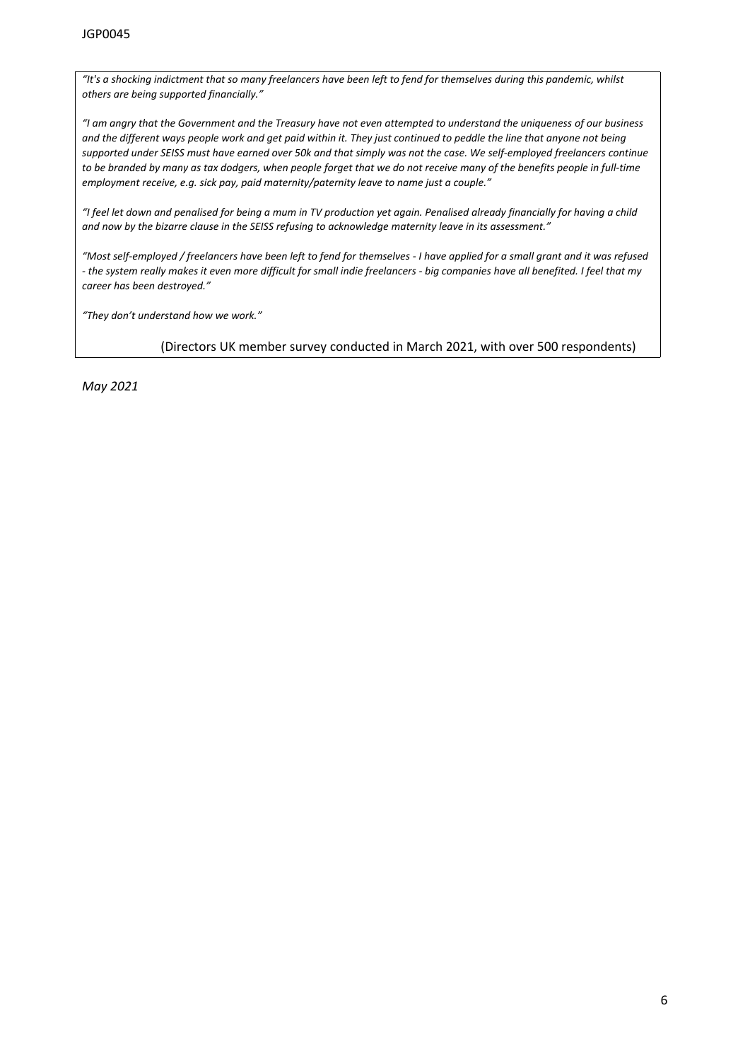*"It's a shocking indictment that so many freelancers have been left to fend for themselves during this pandemic, whilst others are being supported financially."*

*"I am angry that the Government and the Treasury have not even attempted to understand the uniqueness of our business and the different ways people work and get paid within it. They just continued to peddle the line that anyone not being supported under SEISS must have earned over 50k and that simply was not the case. We self-employed freelancers continue to be branded by many as tax dodgers, when people forget that we do not receive many of the benefits people in full-time employment receive, e.g. sick pay, paid maternity/paternity leave to name just a couple."*

*"I feel let down and penalised for being a mum in TV production yet again. Penalised already financially for having a child and now by the bizarre clause in the SEISS refusing to acknowledge maternity leave in its assessment."*

*"Most self-employed / freelancers have been left to fend for themselves - I have applied for a small grant and it was refused - the system really makes it even more difficult for small indie freelancers - big companies have all benefited. I feel that my career has been destroyed."*

*"They don't understand how we work."*

(Directors UK member survey conducted in March 2021, with over 500 respondents)

*May 2021*